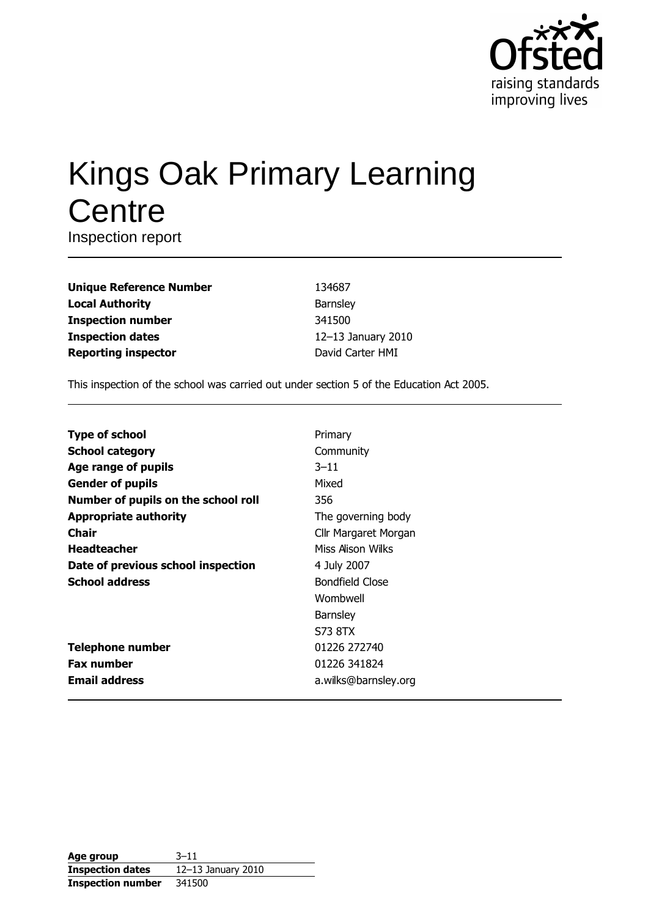Ofsted
raising standards
improving lives

# Kings Oak Primary Learning Centre

Inspection report

| | |
|---|---|
| **Unique Reference Number** | 134687 |
| **Local Authority** | Barnsley |
| **Inspection number** | 341500 |
| **Inspection dates** | 12–13 January 2010 |
| **Reporting inspector** | David Carter HMI |

This inspection of the school was carried out under section 5 of the Education Act 2005.

| | |
|---|---|
| **Type of school** | Primary |
| **School category** | Community |
| **Age range of pupils** | 3–11 |
| **Gender of pupils** | Mixed |
| **Number of pupils on the school roll** | 356 |
| **Appropriate authority** | The governing body |
| **Chair** | Cllr Margaret Morgan |
| **Headteacher** | Miss Alison Wilks |
| **Date of previous school inspection** | 4 July 2007 |
| **School address** | Bondfield Close<br>Wombwell<br>Barnsley<br>S73 8TX |
| **Telephone number** | 01226 272740 |
| **Fax number** | 01226 341824 |
| **Email address** | a.wilks@barnsley.org |

| | |
|---|---|
| **Age group** | 3–11 |
| **Inspection dates** | 12–13 January 2010 |
| **Inspection number** | 341500 |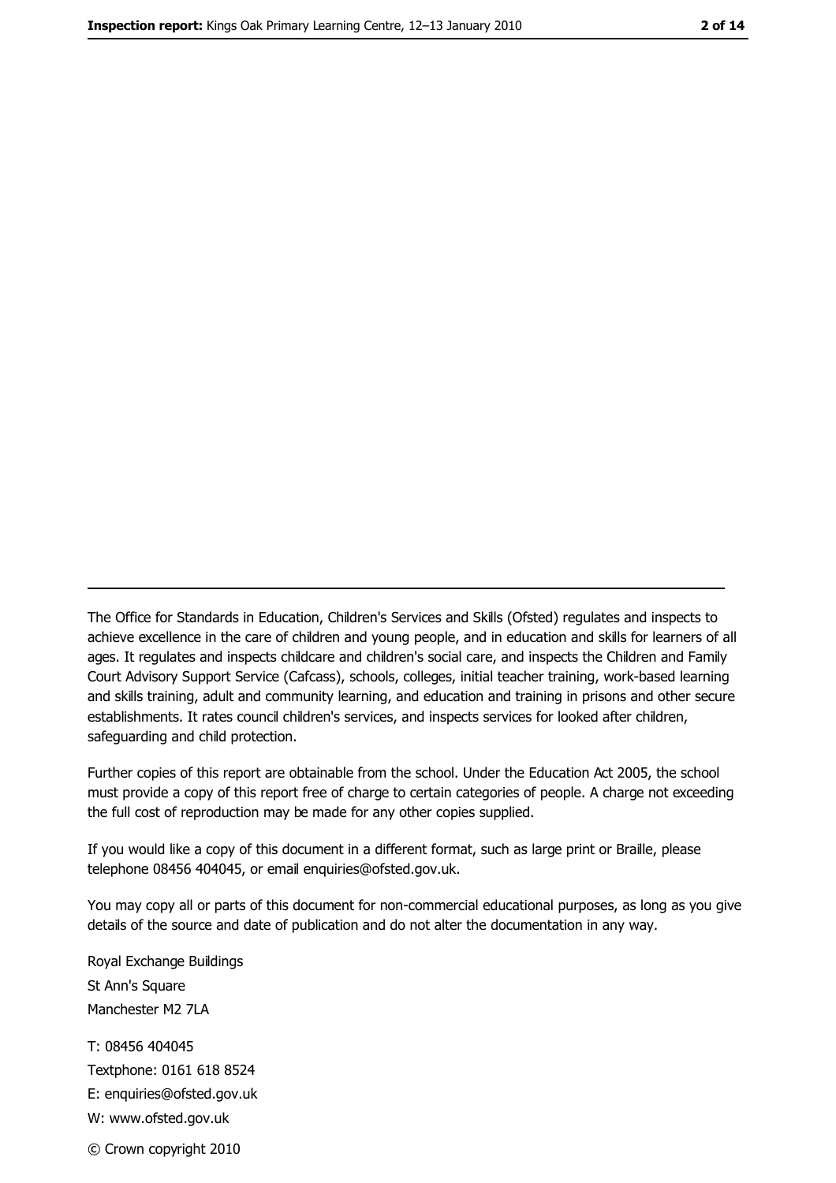---

The Office for Standards in Education, Children's Services and Skills (Ofsted) regulates and inspects to achieve excellence in the care of children and young people, and in education and skills for learners of all ages. It regulates and inspects childcare and children's social care, and inspects the Children and Family Court Advisory Support Service (Cafcass), schools, colleges, initial teacher training, work-based learning and skills training, adult and community learning, and education and training in prisons and other secure establishments. It rates council children's services, and inspects services for looked after children, safeguarding and child protection.

Further copies of this report are obtainable from the school. Under the Education Act 2005, the school must provide a copy of this report free of charge to certain categories of people. A charge not exceeding the full cost of reproduction may be made for any other copies supplied.

If you would like a copy of this document in a different format, such as large print or Braille, please telephone 08456 404045, or email enquiries@ofsted.gov.uk.

You may copy all or parts of this document for non-commercial educational purposes, as long as you give details of the source and date of publication and do not alter the documentation in any way.

Royal Exchange Buildings
St Ann's Square
Manchester M2 7LA

T: 08456 404045
Textphone: 0161 618 8524
E: enquiries@ofsted.gov.uk
W: www.ofsted.gov.uk

© Crown copyright 2010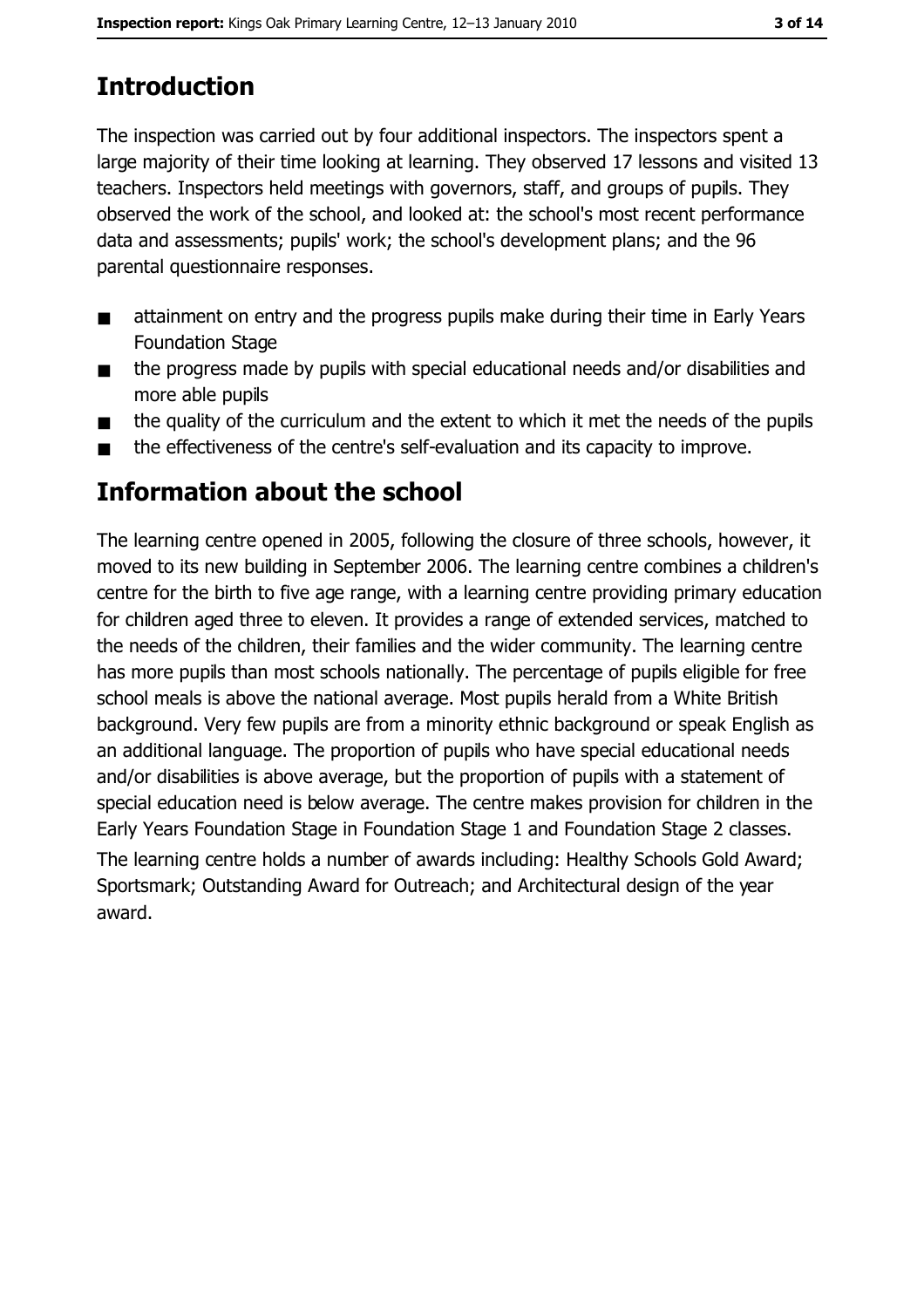## Introduction

The inspection was carried out by four additional inspectors. The inspectors spent a large majority of their time looking at learning. They observed 17 lessons and visited 13 teachers. Inspectors held meetings with governors, staff, and groups of pupils. They observed the work of the school, and looked at: the school's most recent performance data and assessments; pupils' work; the school's development plans; and the 96 parental questionnaire responses.

- attainment on entry and the progress pupils make during their time in Early Years Foundation Stage
- the progress made by pupils with special educational needs and/or disabilities and more able pupils
- the quality of the curriculum and the extent to which it met the needs of the pupils
- the effectiveness of the centre's self-evaluation and its capacity to improve.

## Information about the school

The learning centre opened in 2005, following the closure of three schools, however, it moved to its new building in September 2006. The learning centre combines a children's centre for the birth to five age range, with a learning centre providing primary education for children aged three to eleven. It provides a range of extended services, matched to the needs of the children, their families and the wider community. The learning centre has more pupils than most schools nationally. The percentage of pupils eligible for free school meals is above the national average. Most pupils herald from a White British background. Very few pupils are from a minority ethnic background or speak English as an additional language. The proportion of pupils who have special educational needs and/or disabilities is above average, but the proportion of pupils with a statement of special education need is below average. The centre makes provision for children in the Early Years Foundation Stage in Foundation Stage 1 and Foundation Stage 2 classes.

The learning centre holds a number of awards including: Healthy Schools Gold Award; Sportsmark; Outstanding Award for Outreach; and Architectural design of the year award.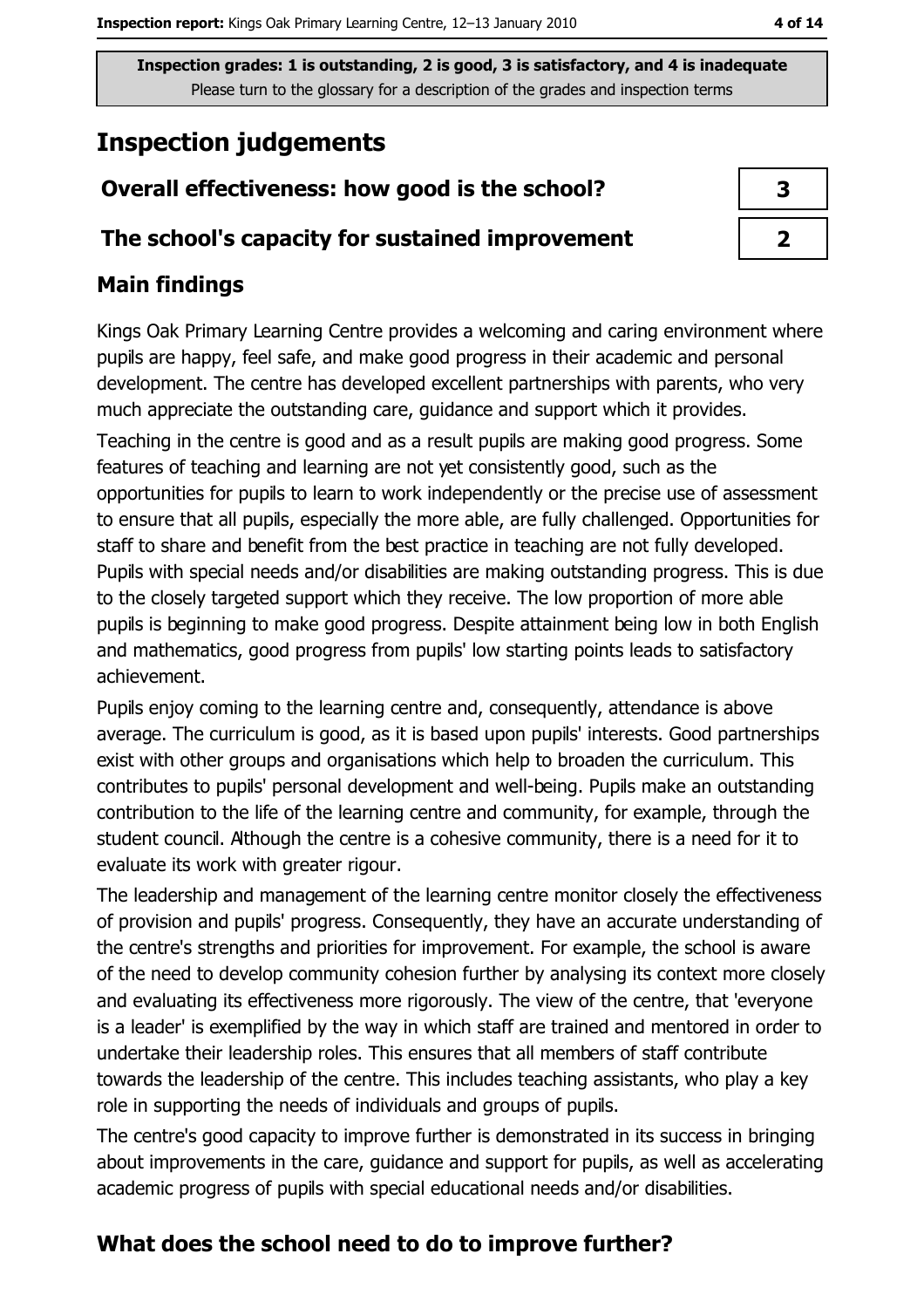**Inspection grades: 1 is outstanding, 2 is good, 3 is satisfactory, and 4 is inadequate**
Please turn to the glossary for a description of the grades and inspection terms

# Inspection judgements

| | |
|---|---|
| **Overall effectiveness: how good is the school?** | **3** |
| **The school's capacity for sustained improvement** | **2** |

## Main findings

Kings Oak Primary Learning Centre provides a welcoming and caring environment where pupils are happy, feel safe, and make good progress in their academic and personal development. The centre has developed excellent partnerships with parents, who very much appreciate the outstanding care, guidance and support which it provides.

Teaching in the centre is good and as a result pupils are making good progress. Some features of teaching and learning are not yet consistently good, such as the opportunities for pupils to learn to work independently or the precise use of assessment to ensure that all pupils, especially the more able, are fully challenged. Opportunities for staff to share and benefit from the best practice in teaching are not fully developed. Pupils with special needs and/or disabilities are making outstanding progress. This is due to the closely targeted support which they receive. The low proportion of more able pupils is beginning to make good progress. Despite attainment being low in both English and mathematics, good progress from pupils' low starting points leads to satisfactory achievement.

Pupils enjoy coming to the learning centre and, consequently, attendance is above average. The curriculum is good, as it is based upon pupils' interests. Good partnerships exist with other groups and organisations which help to broaden the curriculum. This contributes to pupils' personal development and well-being. Pupils make an outstanding contribution to the life of the learning centre and community, for example, through the student council. Although the centre is a cohesive community, there is a need for it to evaluate its work with greater rigour.

The leadership and management of the learning centre monitor closely the effectiveness of provision and pupils' progress. Consequently, they have an accurate understanding of the centre's strengths and priorities for improvement. For example, the school is aware of the need to develop community cohesion further by analysing its context more closely and evaluating its effectiveness more rigorously. The view of the centre, that 'everyone is a leader' is exemplified by the way in which staff are trained and mentored in order to undertake their leadership roles. This ensures that all members of staff contribute towards the leadership of the centre. This includes teaching assistants, who play a key role in supporting the needs of individuals and groups of pupils.

The centre's good capacity to improve further is demonstrated in its success in bringing about improvements in the care, guidance and support for pupils, as well as accelerating academic progress of pupils with special educational needs and/or disabilities.

## What does the school need to do to improve further?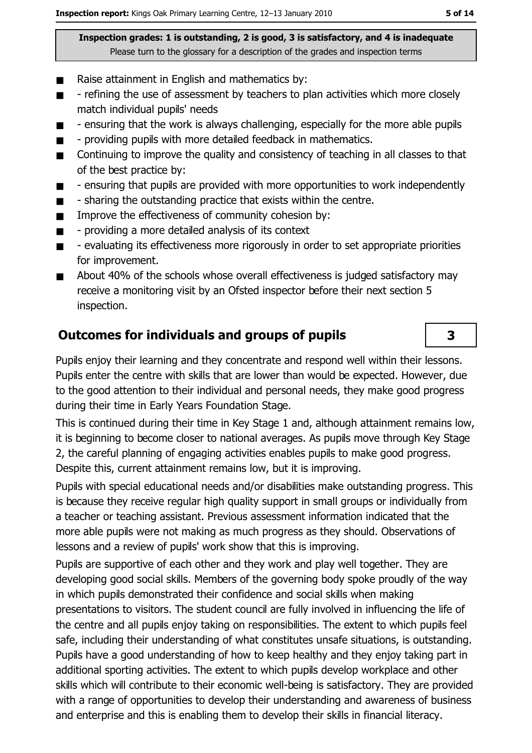**Inspection grades: 1 is outstanding, 2 is good, 3 is satisfactory, and 4 is inadequate**
Please turn to the glossary for a description of the grades and inspection terms

- Raise attainment in English and mathematics by:
- - refining the use of assessment by teachers to plan activities which more closely match individual pupils' needs
- - ensuring that the work is always challenging, especially for the more able pupils
- - providing pupils with more detailed feedback in mathematics.
- Continuing to improve the quality and consistency of teaching in all classes to that of the best practice by:
- - ensuring that pupils are provided with more opportunities to work independently
- - sharing the outstanding practice that exists within the centre.
- Improve the effectiveness of community cohesion by:
- - providing a more detailed analysis of its context
- - evaluating its effectiveness more rigorously in order to set appropriate priorities for improvement.
- About 40% of the schools whose overall effectiveness is judged satisfactory may receive a monitoring visit by an Ofsted inspector before their next section 5 inspection.

## Outcomes for individuals and groups of pupils

**3**

Pupils enjoy their learning and they concentrate and respond well within their lessons. Pupils enter the centre with skills that are lower than would be expected. However, due to the good attention to their individual and personal needs, they make good progress during their time in Early Years Foundation Stage.

This is continued during their time in Key Stage 1 and, although attainment remains low, it is beginning to become closer to national averages. As pupils move through Key Stage 2, the careful planning of engaging activities enables pupils to make good progress. Despite this, current attainment remains low, but it is improving.

Pupils with special educational needs and/or disabilities make outstanding progress. This is because they receive regular high quality support in small groups or individually from a teacher or teaching assistant. Previous assessment information indicated that the more able pupils were not making as much progress as they should. Observations of lessons and a review of pupils' work show that this is improving.

Pupils are supportive of each other and they work and play well together. They are developing good social skills. Members of the governing body spoke proudly of the way in which pupils demonstrated their confidence and social skills when making presentations to visitors. The student council are fully involved in influencing the life of the centre and all pupils enjoy taking on responsibilities. The extent to which pupils feel safe, including their understanding of what constitutes unsafe situations, is outstanding. Pupils have a good understanding of how to keep healthy and they enjoy taking part in additional sporting activities. The extent to which pupils develop workplace and other skills which will contribute to their economic well-being is satisfactory. They are provided with a range of opportunities to develop their understanding and awareness of business and enterprise and this is enabling them to develop their skills in financial literacy.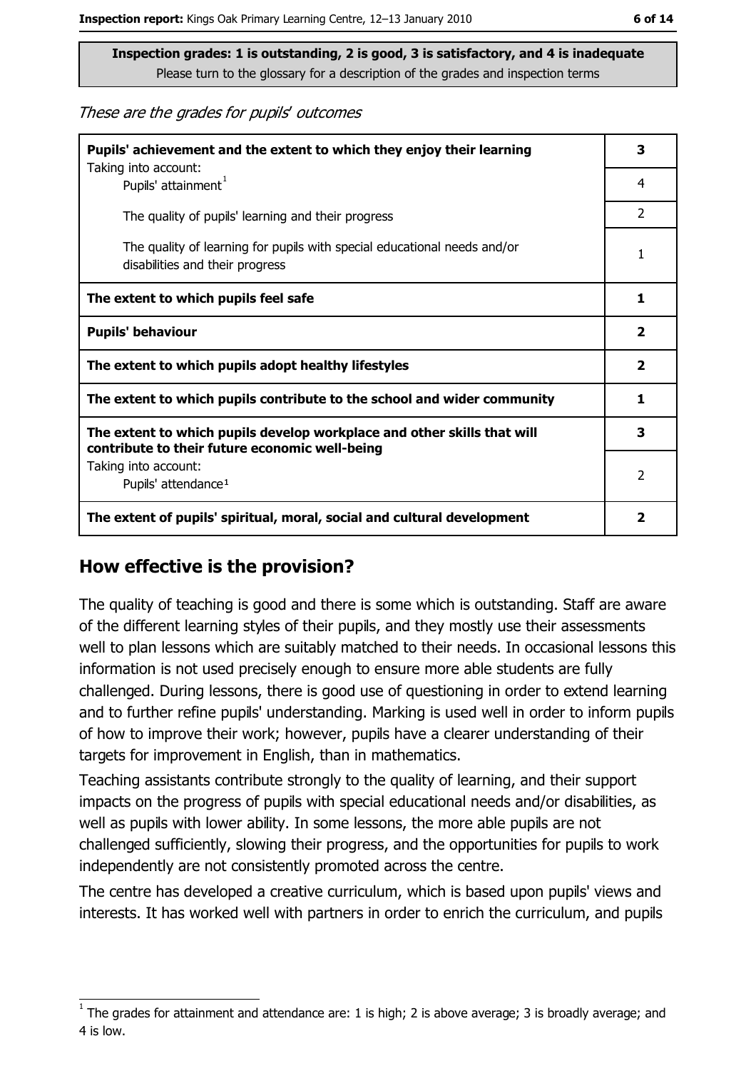**Inspection grades: 1 is outstanding, 2 is good, 3 is satisfactory, and 4 is inadequate**
Please turn to the glossary for a description of the grades and inspection terms

*These are the grades for pupils' outcomes*

| | |
|---|---|
| **Pupils' achievement and the extent to which they enjoy their learning** Taking into account: | **3** |
| Pupils' attainment[1] | 4 |
| The quality of pupils' learning and their progress | 2 |
| The quality of learning for pupils with special educational needs and/or disabilities and their progress | 1 |
| **The extent to which pupils feel safe** | **1** |
| **Pupils' behaviour** | **2** |
| **The extent to which pupils adopt healthy lifestyles** | **2** |
| **The extent to which pupils contribute to the school and wider community** | **1** |
| **The extent to which pupils develop workplace and other skills that will contribute to their future economic well-being** | **3** |
| Taking into account: Pupils' attendance[1] | 2 |
| **The extent of pupils' spiritual, moral, social and cultural development** | **2** |

## How effective is the provision?

The quality of teaching is good and there is some which is outstanding. Staff are aware of the different learning styles of their pupils, and they mostly use their assessments well to plan lessons which are suitably matched to their needs. In occasional lessons this information is not used precisely enough to ensure more able students are fully challenged. During lessons, there is good use of questioning in order to extend learning and to further refine pupils' understanding. Marking is used well in order to inform pupils of how to improve their work; however, pupils have a clearer understanding of their targets for improvement in English, than in mathematics.

Teaching assistants contribute strongly to the quality of learning, and their support impacts on the progress of pupils with special educational needs and/or disabilities, as well as pupils with lower ability. In some lessons, the more able pupils are not challenged sufficiently, slowing their progress, and the opportunities for pupils to work independently are not consistently promoted across the centre.

The centre has developed a creative curriculum, which is based upon pupils' views and interests. It has worked well with partners in order to enrich the curriculum, and pupils

[1] The grades for attainment and attendance are: 1 is high; 2 is above average; 3 is broadly average; and 4 is low.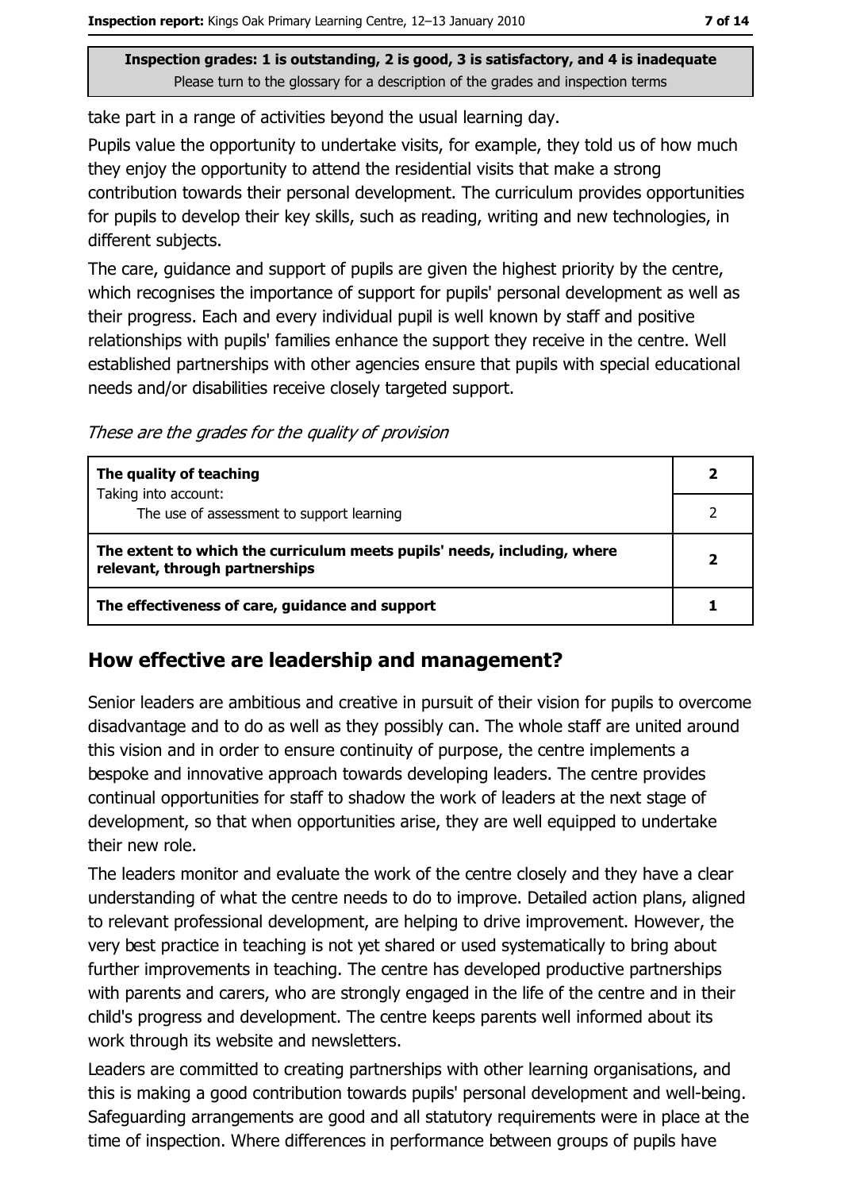Inspection grades: 1 is outstanding, 2 is good, 3 is satisfactory, and 4 is inadequate
Please turn to the glossary for a description of the grades and inspection terms

take part in a range of activities beyond the usual learning day.

Pupils value the opportunity to undertake visits, for example, they told us of how much they enjoy the opportunity to attend the residential visits that make a strong contribution towards their personal development. The curriculum provides opportunities for pupils to develop their key skills, such as reading, writing and new technologies, in different subjects.

The care, guidance and support of pupils are given the highest priority by the centre, which recognises the importance of support for pupils' personal development as well as their progress. Each and every individual pupil is well known by staff and positive relationships with pupils' families enhance the support they receive in the centre. Well established partnerships with other agencies ensure that pupils with special educational needs and/or disabilities receive closely targeted support.

*These are the grades for the quality of provision*

| | |
|---|---|
| **The quality of teaching**<br>Taking into account: | **2** |
| The use of assessment to support learning | 2 |
| **The extent to which the curriculum meets pupils' needs, including, where relevant, through partnerships** | **2** |
| **The effectiveness of care, guidance and support** | **1** |

## How effective are leadership and management?

Senior leaders are ambitious and creative in pursuit of their vision for pupils to overcome disadvantage and to do as well as they possibly can. The whole staff are united around this vision and in order to ensure continuity of purpose, the centre implements a bespoke and innovative approach towards developing leaders. The centre provides continual opportunities for staff to shadow the work of leaders at the next stage of development, so that when opportunities arise, they are well equipped to undertake their new role.

The leaders monitor and evaluate the work of the centre closely and they have a clear understanding of what the centre needs to do to improve. Detailed action plans, aligned to relevant professional development, are helping to drive improvement. However, the very best practice in teaching is not yet shared or used systematically to bring about further improvements in teaching. The centre has developed productive partnerships with parents and carers, who are strongly engaged in the life of the centre and in their child's progress and development. The centre keeps parents well informed about its work through its website and newsletters.

Leaders are committed to creating partnerships with other learning organisations, and this is making a good contribution towards pupils' personal development and well-being. Safeguarding arrangements are good and all statutory requirements were in place at the time of inspection. Where differences in performance between groups of pupils have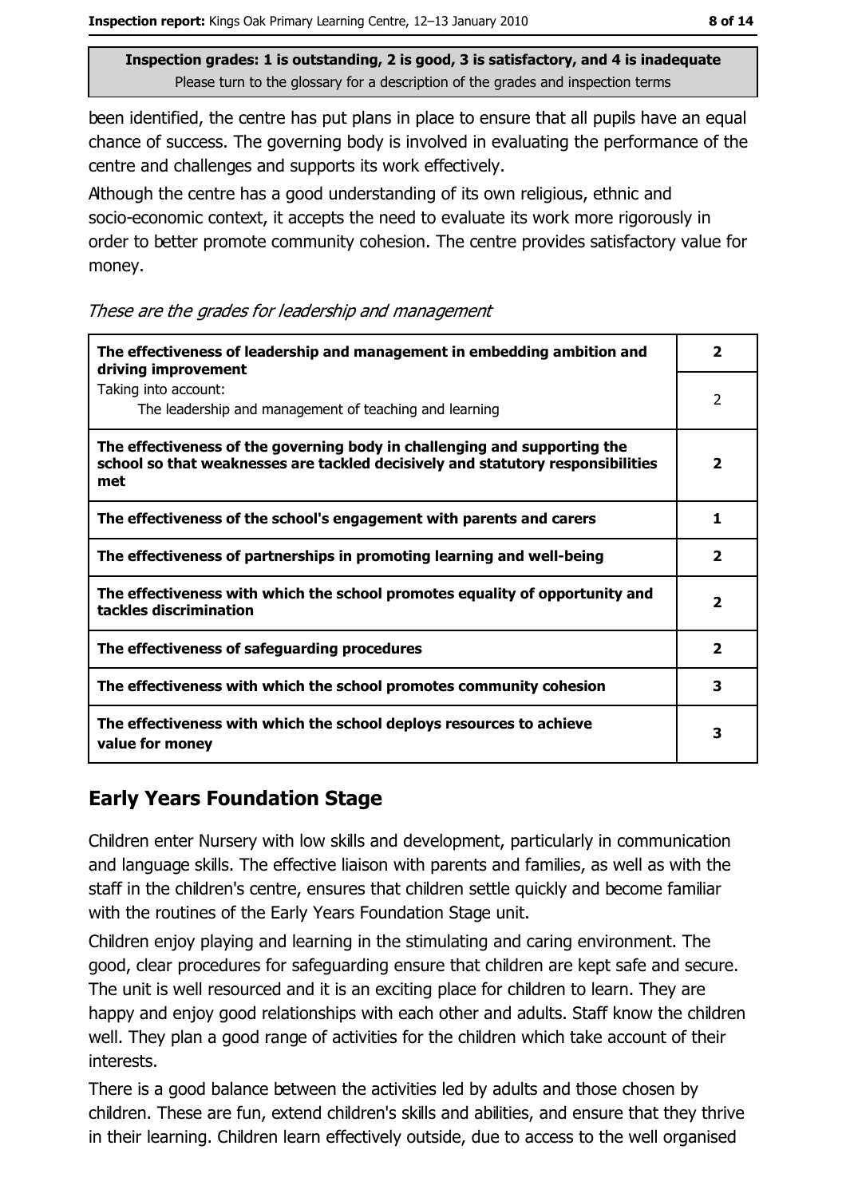been identified, the centre has put plans in place to ensure that all pupils have an equal chance of success. The governing body is involved in evaluating the performance of the centre and challenges and supports its work effectively.

Although the centre has a good understanding of its own religious, ethnic and socio-economic context, it accepts the need to evaluate its work more rigorously in order to better promote community cohesion. The centre provides satisfactory value for money.

*These are the grades for leadership and management*

| | |
|---|---|
| **The effectiveness of leadership and management in embedding ambition and driving improvement** | **2** |
| Taking into account: The leadership and management of teaching and learning | 2 |
| **The effectiveness of the governing body in challenging and supporting the school so that weaknesses are tackled decisively and statutory responsibilities met** | **2** |
| **The effectiveness of the school's engagement with parents and carers** | **1** |
| **The effectiveness of partnerships in promoting learning and well-being** | **2** |
| **The effectiveness with which the school promotes equality of opportunity and tackles discrimination** | **2** |
| **The effectiveness of safeguarding procedures** | **2** |
| **The effectiveness with which the school promotes community cohesion** | **3** |
| **The effectiveness with which the school deploys resources to achieve value for money** | **3** |

## Early Years Foundation Stage

Children enter Nursery with low skills and development, particularly in communication and language skills. The effective liaison with parents and families, as well as with the staff in the children's centre, ensures that children settle quickly and become familiar with the routines of the Early Years Foundation Stage unit.

Children enjoy playing and learning in the stimulating and caring environment. The good, clear procedures for safeguarding ensure that children are kept safe and secure. The unit is well resourced and it is an exciting place for children to learn. They are happy and enjoy good relationships with each other and adults. Staff know the children well. They plan a good range of activities for the children which take account of their interests.

There is a good balance between the activities led by adults and those chosen by children. These are fun, extend children's skills and abilities, and ensure that they thrive in their learning. Children learn effectively outside, due to access to the well organised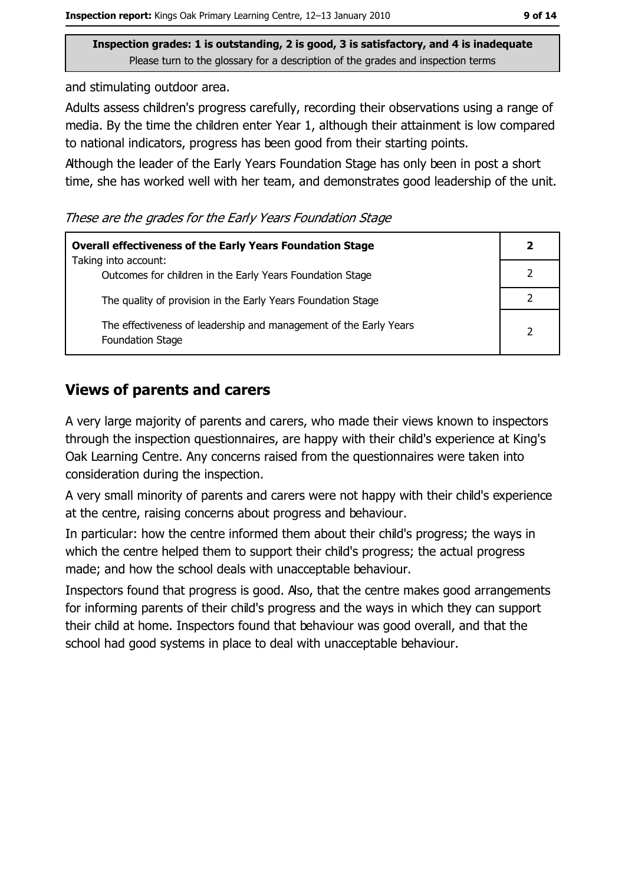**Inspection grades: 1 is outstanding, 2 is good, 3 is satisfactory, and 4 is inadequate**
Please turn to the glossary for a description of the grades and inspection terms

and stimulating outdoor area.

Adults assess children's progress carefully, recording their observations using a range of media. By the time the children enter Year 1, although their attainment is low compared to national indicators, progress has been good from their starting points.

Although the leader of the Early Years Foundation Stage has only been in post a short time, she has worked well with her team, and demonstrates good leadership of the unit.

*These are the grades for the Early Years Foundation Stage*

| **Overall effectiveness of the Early Years Foundation Stage** Taking into account: | **2** |
|---|---|
| Outcomes for children in the Early Years Foundation Stage | 2 |
| The quality of provision in the Early Years Foundation Stage | 2 |
| The effectiveness of leadership and management of the Early Years Foundation Stage | 2 |

## Views of parents and carers

A very large majority of parents and carers, who made their views known to inspectors through the inspection questionnaires, are happy with their child's experience at King's Oak Learning Centre. Any concerns raised from the questionnaires were taken into consideration during the inspection.

A very small minority of parents and carers were not happy with their child's experience at the centre, raising concerns about progress and behaviour.

In particular: how the centre informed them about their child's progress; the ways in which the centre helped them to support their child's progress; the actual progress made; and how the school deals with unacceptable behaviour.

Inspectors found that progress is good. Also, that the centre makes good arrangements for informing parents of their child's progress and the ways in which they can support their child at home. Inspectors found that behaviour was good overall, and that the school had good systems in place to deal with unacceptable behaviour.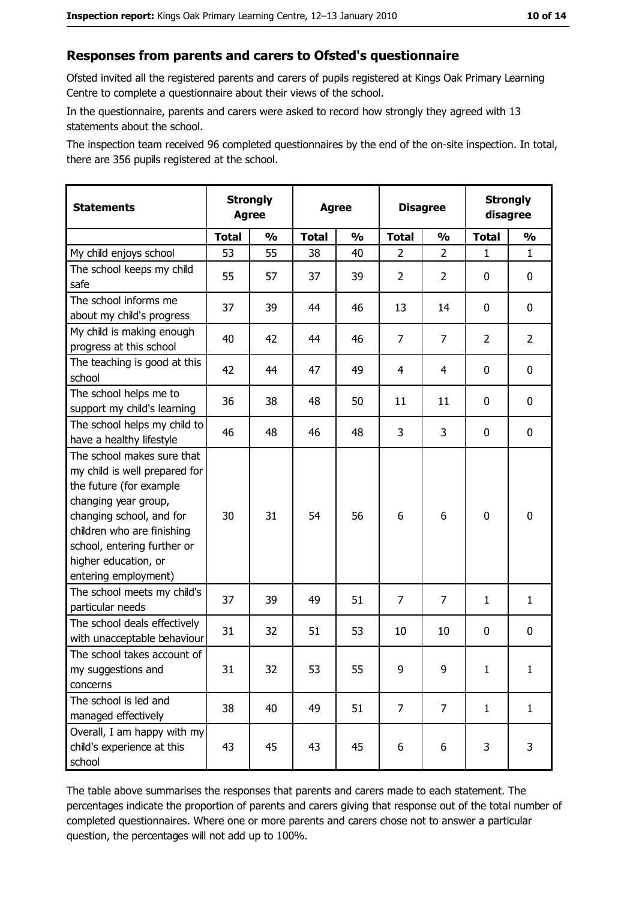## Responses from parents and carers to Ofsted's questionnaire

Ofsted invited all the registered parents and carers of pupils registered at Kings Oak Primary Learning Centre to complete a questionnaire about their views of the school.

In the questionnaire, parents and carers were asked to record how strongly they agreed with 13 statements about the school.

The inspection team received 96 completed questionnaires by the end of the on-site inspection. In total, there are 356 pupils registered at the school.

| Statements | Strongly Agree | | Agree | | Disagree | | Strongly disagree | |
|---|---|---|---|---|---|---|---|---|
| | Total | % | Total | % | Total | % | Total | % |
| My child enjoys school | 53 | 55 | 38 | 40 | 2 | 2 | 1 | 1 |
| The school keeps my child safe | 55 | 57 | 37 | 39 | 2 | 2 | 0 | 0 |
| The school informs me about my child's progress | 37 | 39 | 44 | 46 | 13 | 14 | 0 | 0 |
| My child is making enough progress at this school | 40 | 42 | 44 | 46 | 7 | 7 | 2 | 2 |
| The teaching is good at this school | 42 | 44 | 47 | 49 | 4 | 4 | 0 | 0 |
| The school helps me to support my child's learning | 36 | 38 | 48 | 50 | 11 | 11 | 0 | 0 |
| The school helps my child to have a healthy lifestyle | 46 | 48 | 46 | 48 | 3 | 3 | 0 | 0 |
| The school makes sure that my child is well prepared for the future (for example changing year group, changing school, and for children who are finishing school, entering further or higher education, or entering employment) | 30 | 31 | 54 | 56 | 6 | 6 | 0 | 0 |
| The school meets my child's particular needs | 37 | 39 | 49 | 51 | 7 | 7 | 1 | 1 |
| The school deals effectively with unacceptable behaviour | 31 | 32 | 51 | 53 | 10 | 10 | 0 | 0 |
| The school takes account of my suggestions and concerns | 31 | 32 | 53 | 55 | 9 | 9 | 1 | 1 |
| The school is led and managed effectively | 38 | 40 | 49 | 51 | 7 | 7 | 1 | 1 |
| Overall, I am happy with my child's experience at this school | 43 | 45 | 43 | 45 | 6 | 6 | 3 | 3 |

The table above summarises the responses that parents and carers made to each statement. The percentages indicate the proportion of parents and carers giving that response out of the total number of completed questionnaires. Where one or more parents and carers chose not to answer a particular question, the percentages will not add up to 100%.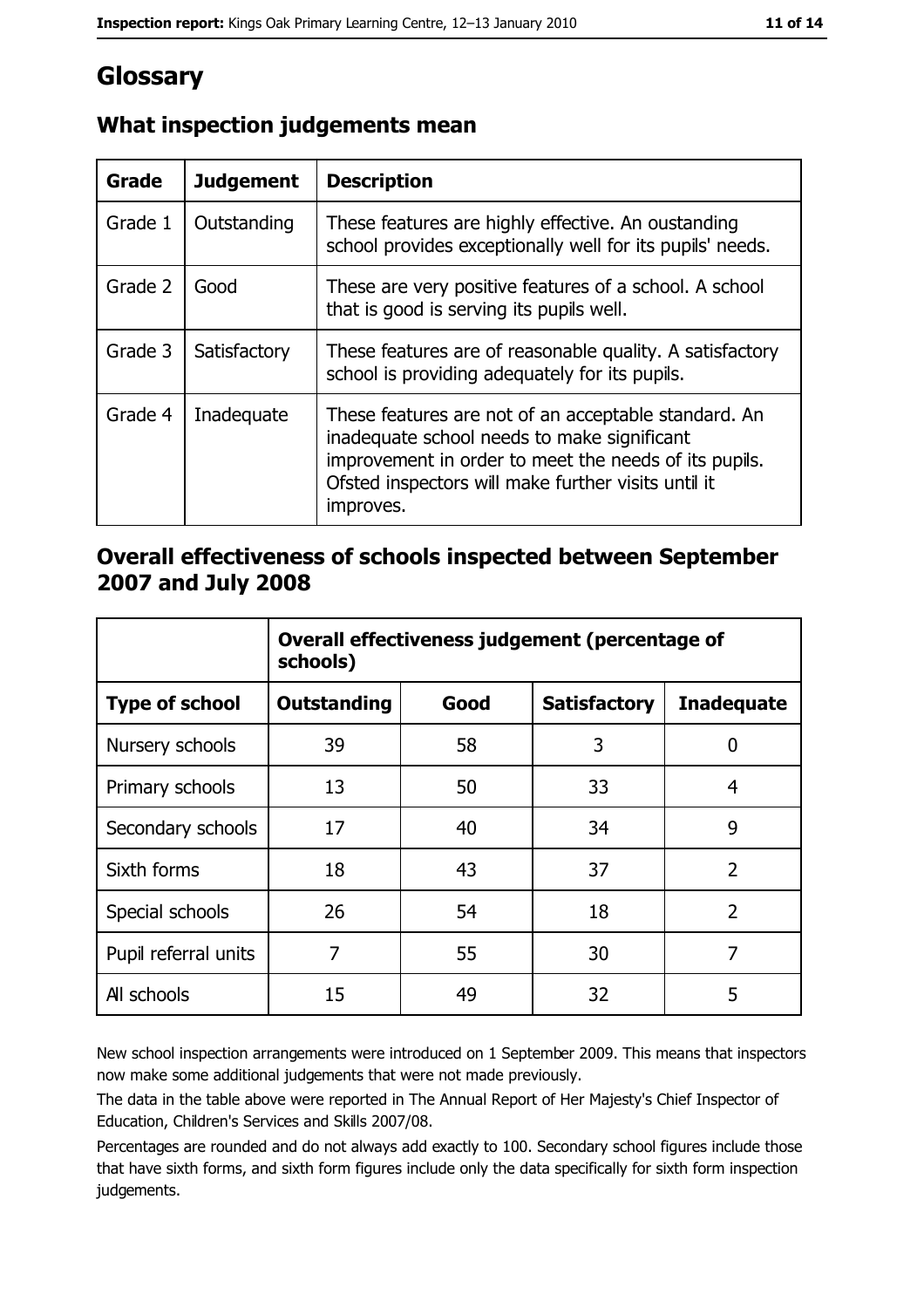# Glossary

## What inspection judgements mean

| Grade | Judgement | Description |
|---|---|---|
| Grade 1 | Outstanding | These features are highly effective. An oustanding school provides exceptionally well for its pupils' needs. |
| Grade 2 | Good | These are very positive features of a school. A school that is good is serving its pupils well. |
| Grade 3 | Satisfactory | These features are of reasonable quality. A satisfactory school is providing adequately for its pupils. |
| Grade 4 | Inadequate | These features are not of an acceptable standard. An inadequate school needs to make significant improvement in order to meet the needs of its pupils. Ofsted inspectors will make further visits until it improves. |

## Overall effectiveness of schools inspected between September 2007 and July 2008

| | Overall effectiveness judgement (percentage of schools) | | | |
|---|---|---|---|---|
| **Type of school** | **Outstanding** | **Good** | **Satisfactory** | **Inadequate** |
| Nursery schools | 39 | 58 | 3 | 0 |
| Primary schools | 13 | 50 | 33 | 4 |
| Secondary schools | 17 | 40 | 34 | 9 |
| Sixth forms | 18 | 43 | 37 | 2 |
| Special schools | 26 | 54 | 18 | 2 |
| Pupil referral units | 7 | 55 | 30 | 7 |
| All schools | 15 | 49 | 32 | 5 |

New school inspection arrangements were introduced on 1 September 2009. This means that inspectors now make some additional judgements that were not made previously.

The data in the table above were reported in The Annual Report of Her Majesty's Chief Inspector of Education, Children's Services and Skills 2007/08.

Percentages are rounded and do not always add exactly to 100. Secondary school figures include those that have sixth forms, and sixth form figures include only the data specifically for sixth form inspection judgements.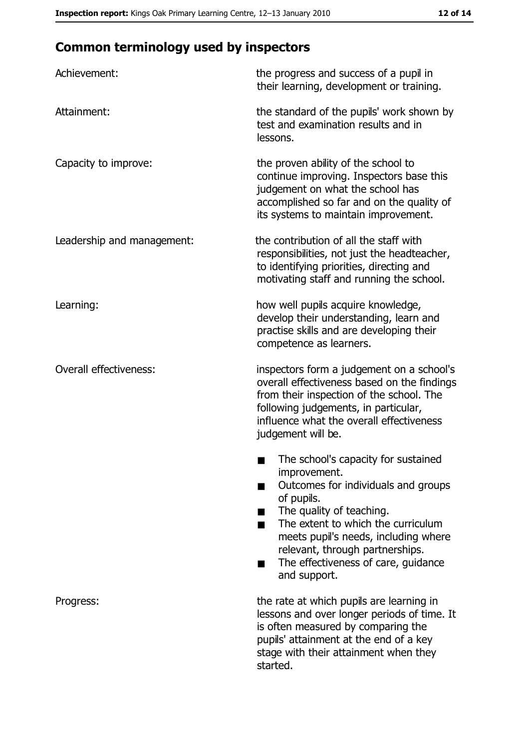## Common terminology used by inspectors

| | |
|---|---|
| Achievement: | the progress and success of a pupil in their learning, development or training. |
| Attainment: | the standard of the pupils' work shown by test and examination results and in lessons. |
| Capacity to improve: | the proven ability of the school to continue improving. Inspectors base this judgement on what the school has accomplished so far and on the quality of its systems to maintain improvement. |
| Leadership and management: | the contribution of all the staff with responsibilities, not just the headteacher, to identifying priorities, directing and motivating staff and running the school. |
| Learning: | how well pupils acquire knowledge, develop their understanding, learn and practise skills and are developing their competence as learners. |
| Overall effectiveness: | inspectors form a judgement on a school's overall effectiveness based on the findings from their inspection of the school. The following judgements, in particular, influence what the overall effectiveness judgement will be.<br>■ The school's capacity for sustained improvement.<br>■ Outcomes for individuals and groups of pupils.<br>■ The quality of teaching.<br>■ The extent to which the curriculum meets pupil's needs, including where relevant, through partnerships.<br>■ The effectiveness of care, guidance and support. |
| Progress: | the rate at which pupils are learning in lessons and over longer periods of time. It is often measured by comparing the pupils' attainment at the end of a key stage with their attainment when they started. |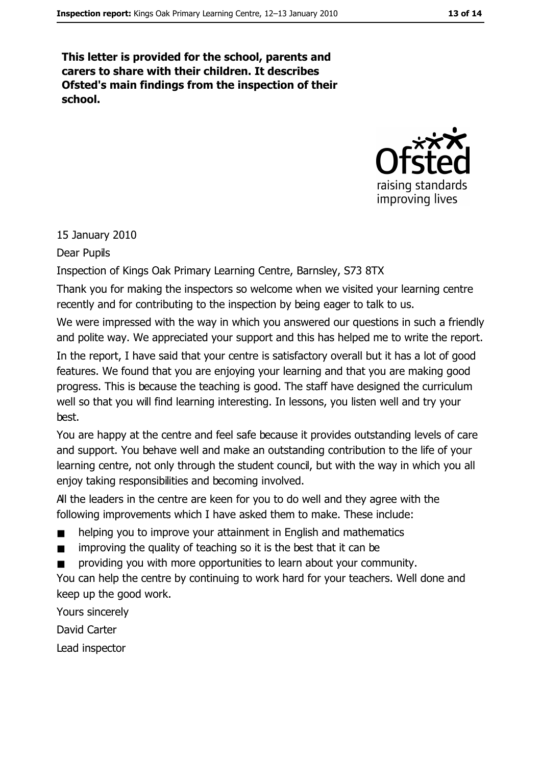**This letter is provided for the school, parents and carers to share with their children. It describes Ofsted's main findings from the inspection of their school.**

15 January 2010

Dear Pupils

Inspection of Kings Oak Primary Learning Centre, Barnsley, S73 8TX

Thank you for making the inspectors so welcome when we visited your learning centre recently and for contributing to the inspection by being eager to talk to us.

We were impressed with the way in which you answered our questions in such a friendly and polite way. We appreciated your support and this has helped me to write the report.

In the report, I have said that your centre is satisfactory overall but it has a lot of good features. We found that you are enjoying your learning and that you are making good progress. This is because the teaching is good. The staff have designed the curriculum well so that you will find learning interesting. In lessons, you listen well and try your best.

You are happy at the centre and feel safe because it provides outstanding levels of care and support. You behave well and make an outstanding contribution to the life of your learning centre, not only through the student council, but with the way in which you all enjoy taking responsibilities and becoming involved.

All the leaders in the centre are keen for you to do well and they agree with the following improvements which I have asked them to make. These include:

- helping you to improve your attainment in English and mathematics
- improving the quality of teaching so it is the best that it can be
- providing you with more opportunities to learn about your community.

You can help the centre by continuing to work hard for your teachers. Well done and keep up the good work.

Yours sincerely

David Carter

Lead inspector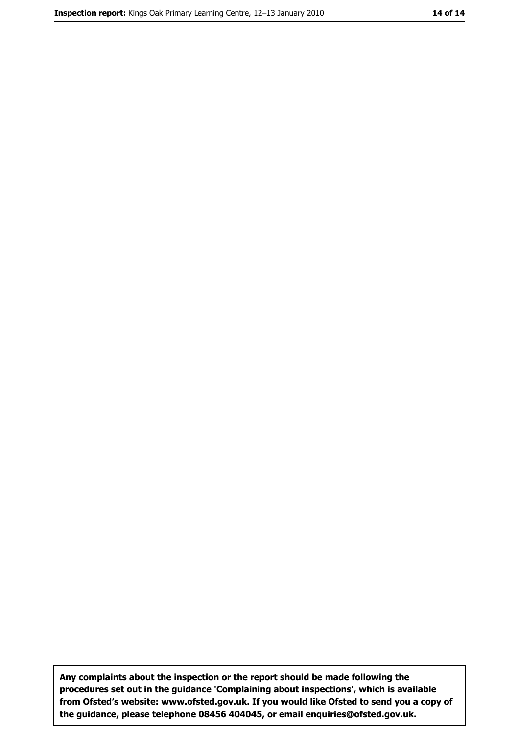**Any complaints about the inspection or the report should be made following the procedures set out in the guidance 'Complaining about inspections', which is available from Ofsted's website: www.ofsted.gov.uk. If you would like Ofsted to send you a copy of the guidance, please telephone 08456 404045, or email enquiries@ofsted.gov.uk.**